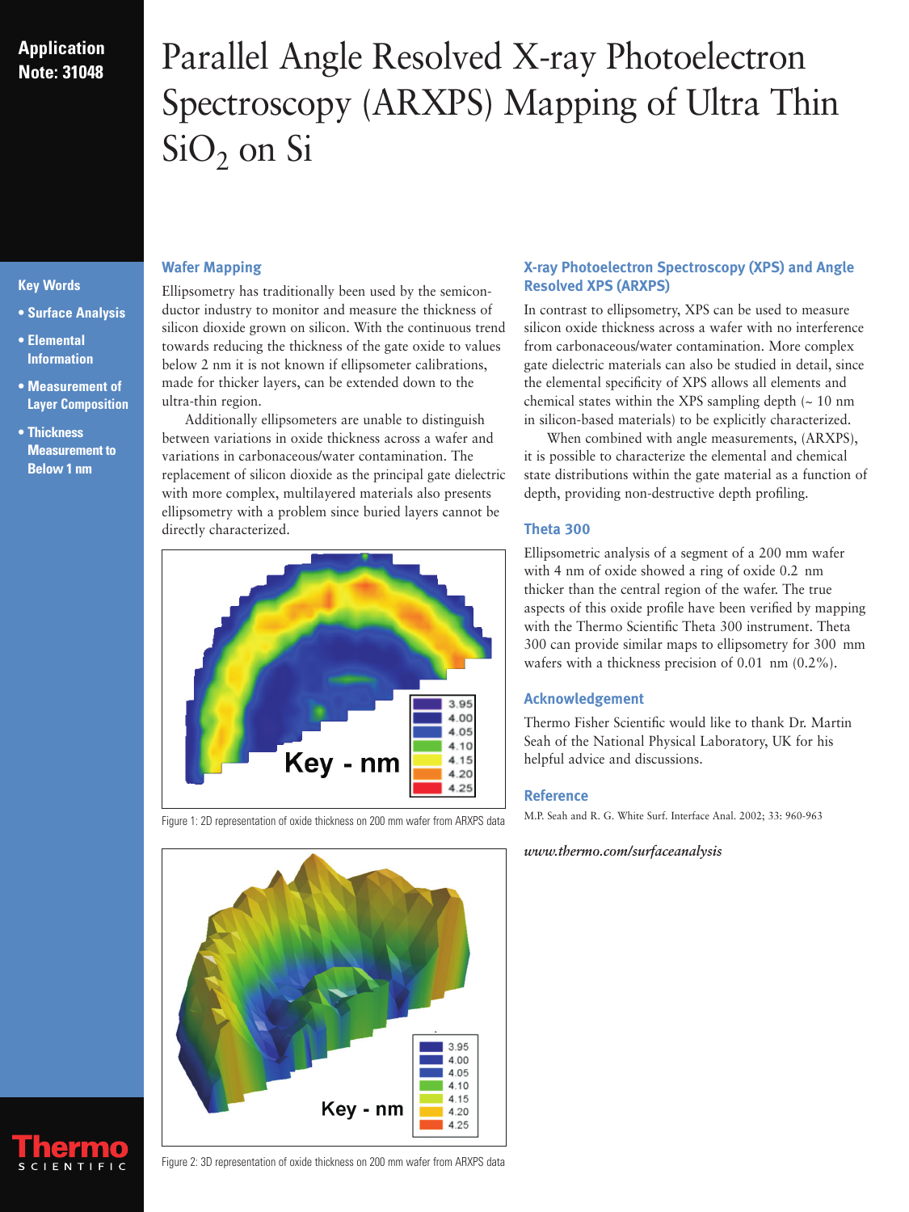Application Note: 31048

# Parallel Angle Resolved X-ray Photoelectron Spectroscopy (ARXPS) Mapping of Ultra Thin $SiO_2$ on Si

**Key Words**

- **Surface Analysis**
- **Elemental Information**
- **Measurement of Layer Composition**
- **Thickness Measurement to Below 1 nm**

## Wafer Mapping

Ellipsometry has traditionally been used by the semiconductor industry to monitor and measure the thickness of silicon dioxide grown on silicon. With the continuous trend towards reducing the thickness of the gate oxide to values below 2 nm it is not known if ellipsometer calibrations, made for thicker layers, can be extended down to the ultra-thin region.

Additionally ellipsometers are unable to distinguish between variations in oxide thickness across a wafer and variations in carbonaceous/water contamination. The replacement of silicon dioxide as the principal gate dielectric with more complex, multilayered materials also presents ellipsometry with a problem since buried layers cannot be directly characterized.

Figure 1: 2D representation of oxide thickness on 200 mm wafer from ARXPS data

Figure 2: 3D representation of oxide thickness on 200 mm wafer from ARXPS data

## X-ray Photoelectron Spectroscopy (XPS) and Angle Resolved XPS (ARXPS)

In contrast to ellipsometry, XPS can be used to measure silicon oxide thickness across a wafer with no interference from carbonaceous/water contamination. More complex gate dielectric materials can also be studied in detail, since the elemental specificity of XPS allows all elements and chemical states within the XPS sampling depth (~ 10 nm in silicon-based materials) to be explicitly characterized.

When combined with angle measurements, (ARXPS), it is possible to characterize the elemental and chemical state distributions within the gate material as a function of depth, providing non-destructive depth profiling.

## Theta 300

Ellipsometric analysis of a segment of a 200 mm wafer with 4 nm of oxide showed a ring of oxide 0.2 nm thicker than the central region of the wafer. The true aspects of this oxide profile have been verified by mapping with the Thermo Scientific Theta 300 instrument. Theta 300 can provide similar maps to ellipsometry for 300 mm wafers with a thickness precision of 0.01 nm (0.2%).

## Acknowledgement

Thermo Fisher Scientific would like to thank Dr. Martin Seah of the National Physical Laboratory, UK for his helpful advice and discussions.

## Reference

M.P. Seah and R. G. White Surf. Interface Anal. 2002; 33: 960-963

*www.thermo.com/surfaceanalysis*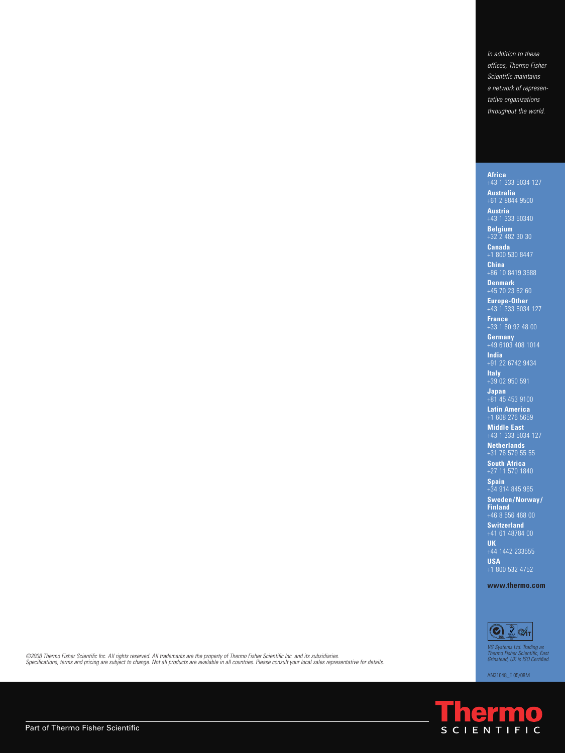*In addition to these offices, Thermo Fisher Scientific maintains a network of representative organizations throughout the world.*

**Africa**
+43 1 333 5034 127

**Australia**
+61 2 8844 9500

**Austria**
+43 1 333 50340

**Belgium**
+32 2 482 30 30

**Canada**
+1 800 530 8447

**China**
+86 10 8419 3588

**Denmark**
+45 70 23 62 60

**Europe-Other**
+43 1 333 5034 127

**France**
+33 1 60 92 48 00

**Germany**
+49 6103 408 1014

**India**
+91 22 6742 9434

**Italy**
+39 02 950 591

**Japan**
+81 45 453 9100

**Latin America**
+1 608 276 5659

**Middle East**
+43 1 333 5034 127

**Netherlands**
+31 76 579 55 55

**South Africa**
+27 11 570 1840

**Spain**
+34 914 845 965

**Sweden/Norway/Finland**
+46 8 556 468 00

**Switzerland**
+41 61 48784 00

**UK**
+44 1442 233555

**USA**
+1 800 532 4752

**www.thermo.com**

*VG Systems Ltd. Trading as Thermo Fisher Scientific, East Grinstead, UK is ISO Certified.*

AN31048_E 05/08M

*©2008 Thermo Fisher Scientific Inc. All rights reserved. All trademarks are the property of Thermo Fisher Scientific Inc. and its subsidiaries. Specifications, terms and pricing are subject to change. Not all products are available in all countries. Please consult your local sales representative for details.*

Part of Thermo Fisher Scientific

Thermo SCIENTIFIC